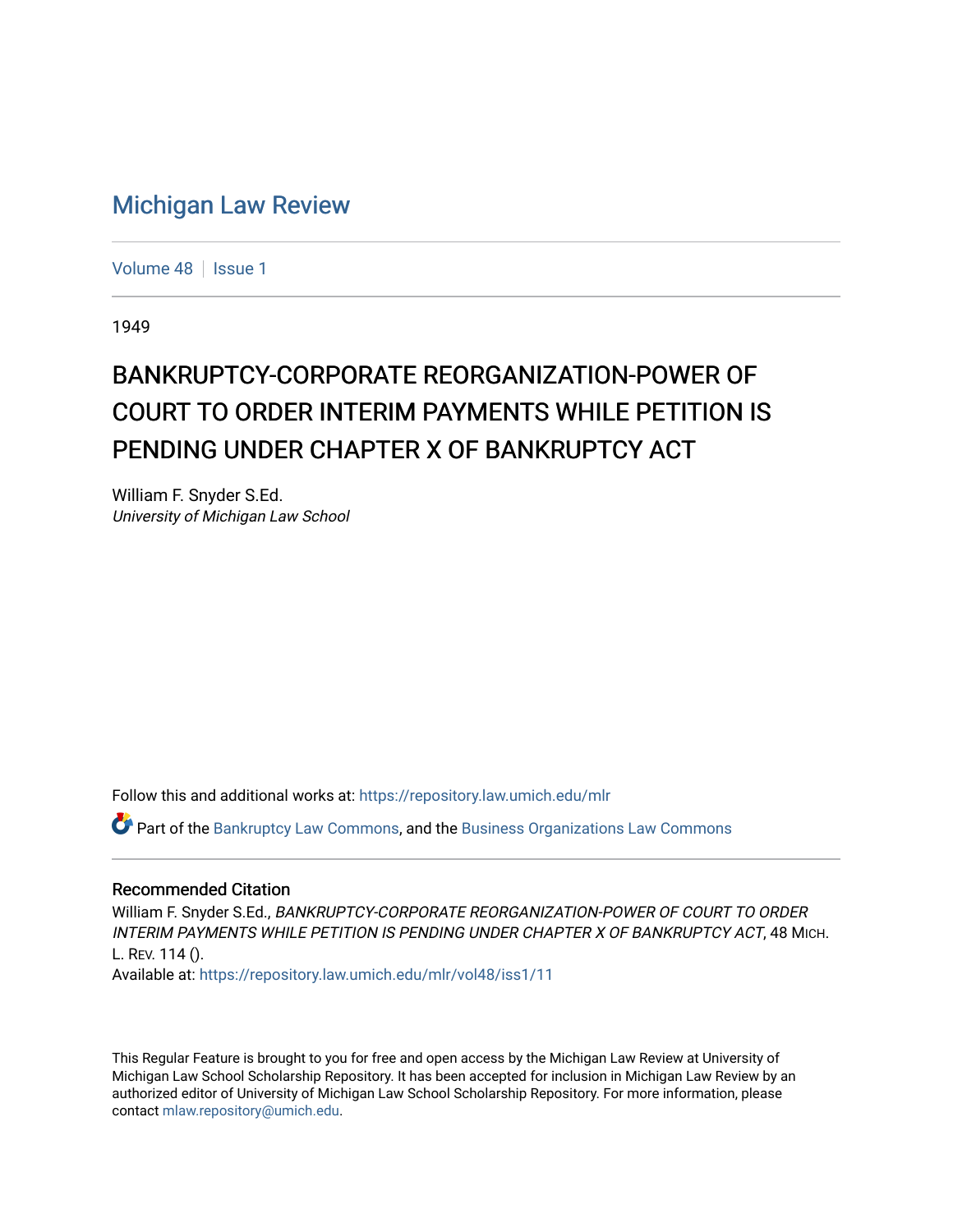# Michigan Law Review

Volume 48 | Issue 1

1949

## BANKRUPTCY-CORPORATE REORGANIZATION-POWER OF COURT TO ORDER INTERIM PAYMENTS WHILE PETITION IS PENDING UNDER CHAPTER X OF BANKRUPTCY ACT

William F. Snyder S.Ed.
*University of Michigan Law School*

Follow this and additional works at: https://repository.law.umich.edu/mlr

Part of the Bankruptcy Law Commons, and the Business Organizations Law Commons

### Recommended Citation

William F. Snyder S.Ed., *BANKRUPTCY-CORPORATE REORGANIZATION-POWER OF COURT TO ORDER INTERIM PAYMENTS WHILE PETITION IS PENDING UNDER CHAPTER X OF BANKRUPTCY ACT*, 48 Mich. L. Rev. 114 ().
Available at: https://repository.law.umich.edu/mlr/vol48/iss1/11

This Regular Feature is brought to you for free and open access by the Michigan Law Review at University of Michigan Law School Scholarship Repository. It has been accepted for inclusion in Michigan Law Review by an authorized editor of University of Michigan Law School Scholarship Repository. For more information, please contact mlaw.repository@umich.edu.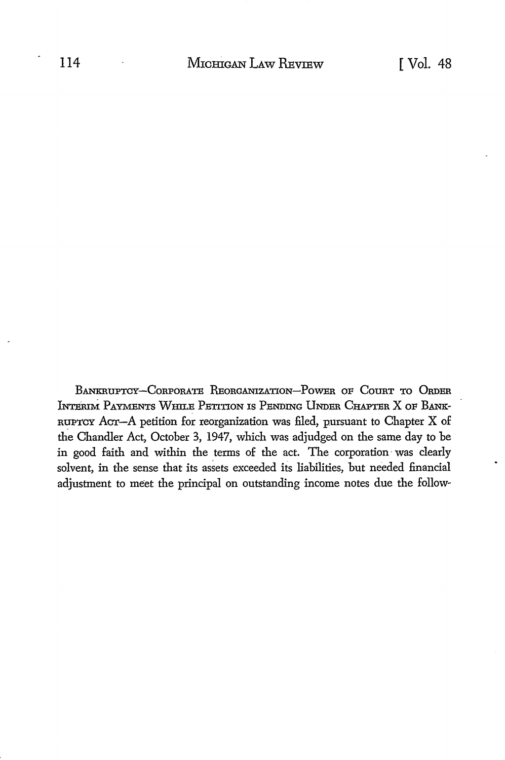BANKRUPTCY—CORPORATE REORGANIZATION—POWER OF COURT TO ORDER INTERIM PAYMENTS WHILE PETITION IS PENDING UNDER CHAPTER X OF BANKRUPTCY ACT—A petition for reorganization was filed, pursuant to Chapter X of the Chandler Act, October 3, 1947, which was adjudged on the same day to be in good faith and within the terms of the act. The corporation was clearly solvent, in the sense that its assets exceeded its liabilities, but needed financial adjustment to meet the principal on outstanding income notes due the follow-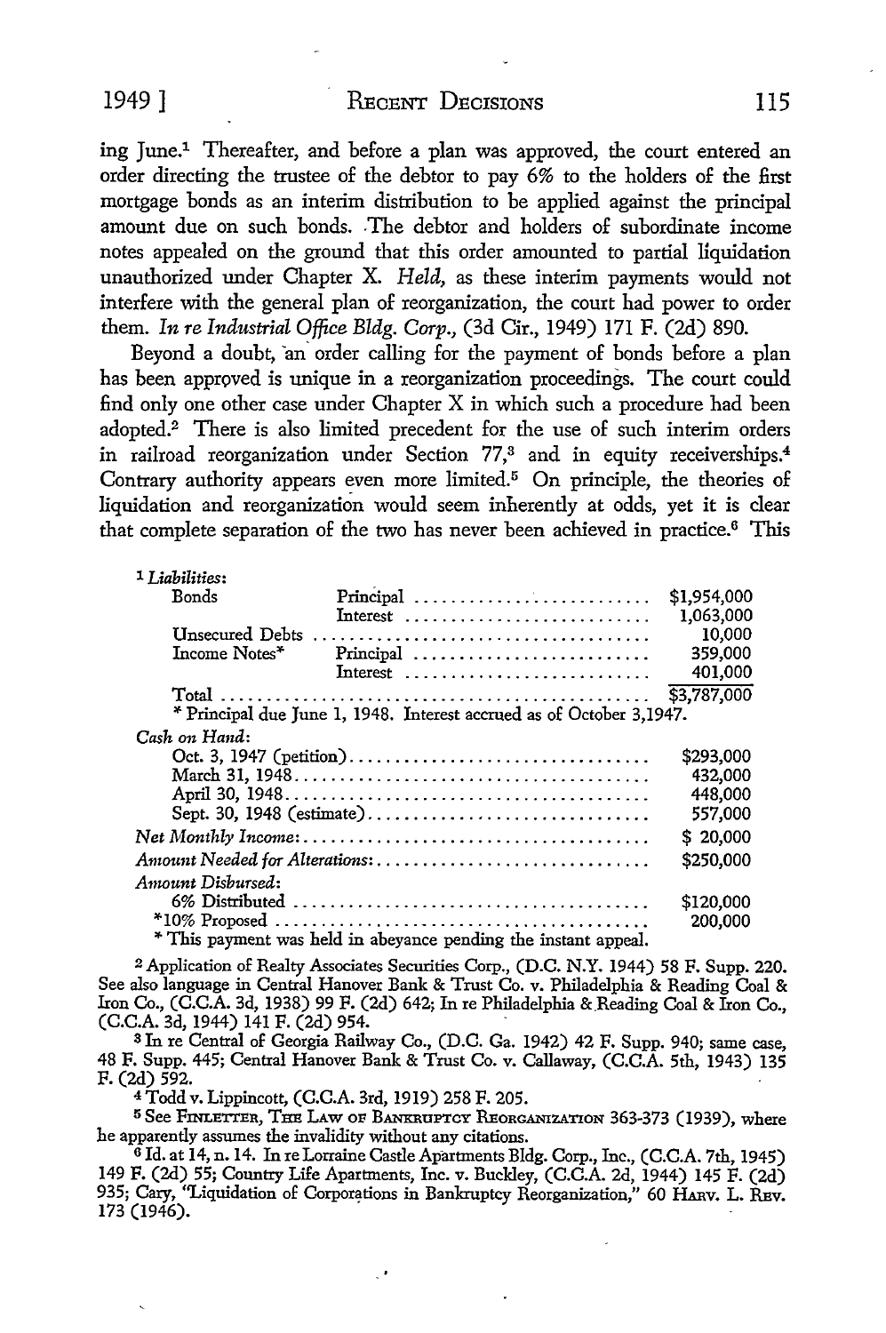ing June.[1] Thereafter, and before a plan was approved, the court entered an order directing the trustee of the debtor to pay 6% to the holders of the first mortgage bonds as an interim distribution to be applied against the principal amount due on such bonds. The debtor and holders of subordinate income notes appealed on the ground that this order amounted to partial liquidation unauthorized under Chapter X. *Held,* as these interim payments would not interfere with the general plan of reorganization, the court had power to order them. *In re Industrial Office Bldg. Corp.,* (3d Cir., 1949) 171 F. (2d) 890.

Beyond a doubt, an order calling for the payment of bonds before a plan has been approved is unique in a reorganization proceedings. The court could find only one other case under Chapter X in which such a procedure had been adopted.[2] There is also limited precedent for the use of such interim orders in railroad reorganization under Section 77,[3] and in equity receiverships.[4] Contrary authority appears even more limited.[5] On principle, the theories of liquidation and reorganization would seem inherently at odds, yet it is clear that complete separation of the two has never been achieved in practice.[6] This

[1] *Liabilities:*

| | | |
|---|---|---|
| Bonds | Principal | $1,954,000 |
| | Interest | 1,063,000 |
| Unsecured Debts | | 10,000 |
| Income Notes* | Principal | 359,000 |
| | Interest | 401,000 |
| Total | | $3,787,000 |

\* Principal due June 1, 1948. Interest accrued as of October 3,1947.

*Cash on Hand:*

| | |
|---|---|
| Oct. 3, 1947 (petition) | $293,000 |
| March 31, 1948 | 432,000 |
| April 30, 1948 | 448,000 |
| Sept. 30, 1948 (estimate) | 557,000 |
| *Net Monthly Income:* | $ 20,000 |
| *Amount Needed for Alterations:* | $250,000 |
| *Amount Disbursed:* | |
| 6% Distributed | $120,000 |
| *10% Proposed | 200,000 |

\* This payment was held in abeyance pending the instant appeal.

[2] Application of Realty Associates Securities Corp., (D.C. N.Y. 1944) 58 F. Supp. 220. See also language in Central Hanover Bank & Trust Co. v. Philadelphia & Reading Coal & Iron Co., (C.C.A. 3d, 1938) 99 F. (2d) 642; In re Philadelphia & Reading Coal & Iron Co., (C.C.A. 3d, 1944) 141 F. (2d) 954.

[3] In re Central of Georgia Railway Co., (D.C. Ga. 1942) 42 F. Supp. 940; same case, 48 F. Supp. 445; Central Hanover Bank & Trust Co. v. Callaway, (C.C.A. 5th, 1943) 135 F. (2d) 592.

[4] Todd v. Lippincott, (C.C.A. 3rd, 1919) 258 F. 205.

[5] See FINLETTER, THE LAW OF BANKRUPTCY REORGANIZATION 363-373 (1939), where he apparently assumes the invalidity without any citations.

[6] Id. at 14, n. 14. In re Lorraine Castle Apartments Bldg. Corp., Inc., (C.C.A. 7th, 1945) 149 F. (2d) 55; Country Life Apartments, Inc. v. Buckley, (C.C.A. 2d, 1944) 145 F. (2d) 935; Cary, "Liquidation of Corporations in Bankruptcy Reorganization," 60 HARV. L. REV. 173 (1946).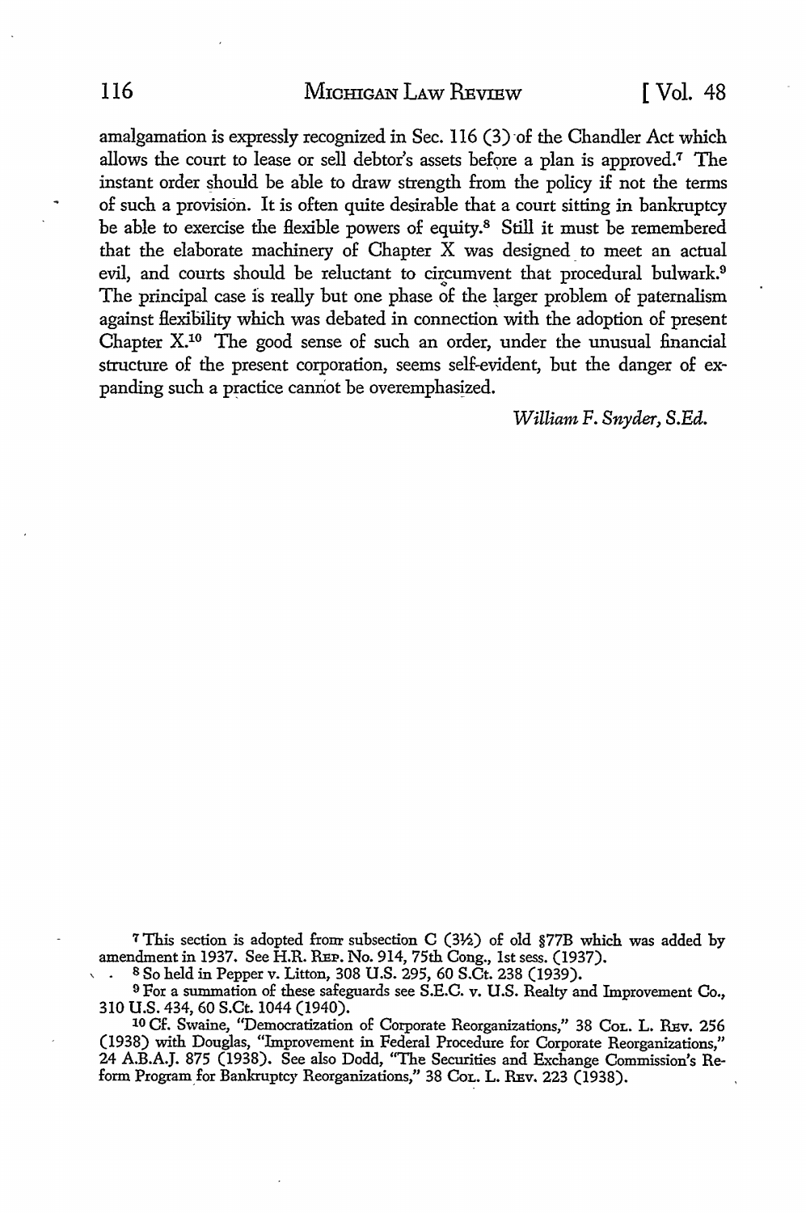amalgamation is expressly recognized in Sec. 116 (3) of the Chandler Act which allows the court to lease or sell debtor's assets before a plan is approved.[7] The instant order should be able to draw strength from the policy if not the terms of such a provision. It is often quite desirable that a court sitting in bankruptcy be able to exercise the flexible powers of equity.[8] Still it must be remembered that the elaborate machinery of Chapter X was designed to meet an actual evil, and courts should be reluctant to circumvent that procedural bulwark.[9] The principal case is really but one phase of the larger problem of paternalism against flexibility which was debated in connection with the adoption of present Chapter X.[10] The good sense of such an order, under the unusual financial structure of the present corporation, seems self-evident, but the danger of expanding such a practice cannot be overemphasized.

*William F. Snyder, S.Ed.*

---

[7] This section is adopted from subsection C (3½) of old §77B which was added by amendment in 1937. See H.R. Rep. No. 914, 75th Cong., 1st sess. (1937).

[8] So held in Pepper v. Litton, 308 U.S. 295, 60 S.Ct. 238 (1939).

[9] For a summation of these safeguards see S.E.C. v. U.S. Realty and Improvement Co., 310 U.S. 434, 60 S.Ct. 1044 (1940).

[10] Cf. Swaine, "Democratization of Corporate Reorganizations," 38 Col. L. Rev. 256 (1938) with Douglas, "Improvement in Federal Procedure for Corporate Reorganizations," 24 A.B.A.J. 875 (1938). See also Dodd, "The Securities and Exchange Commission's Reform Program for Bankruptcy Reorganizations," 38 Col. L. Rev. 223 (1938).